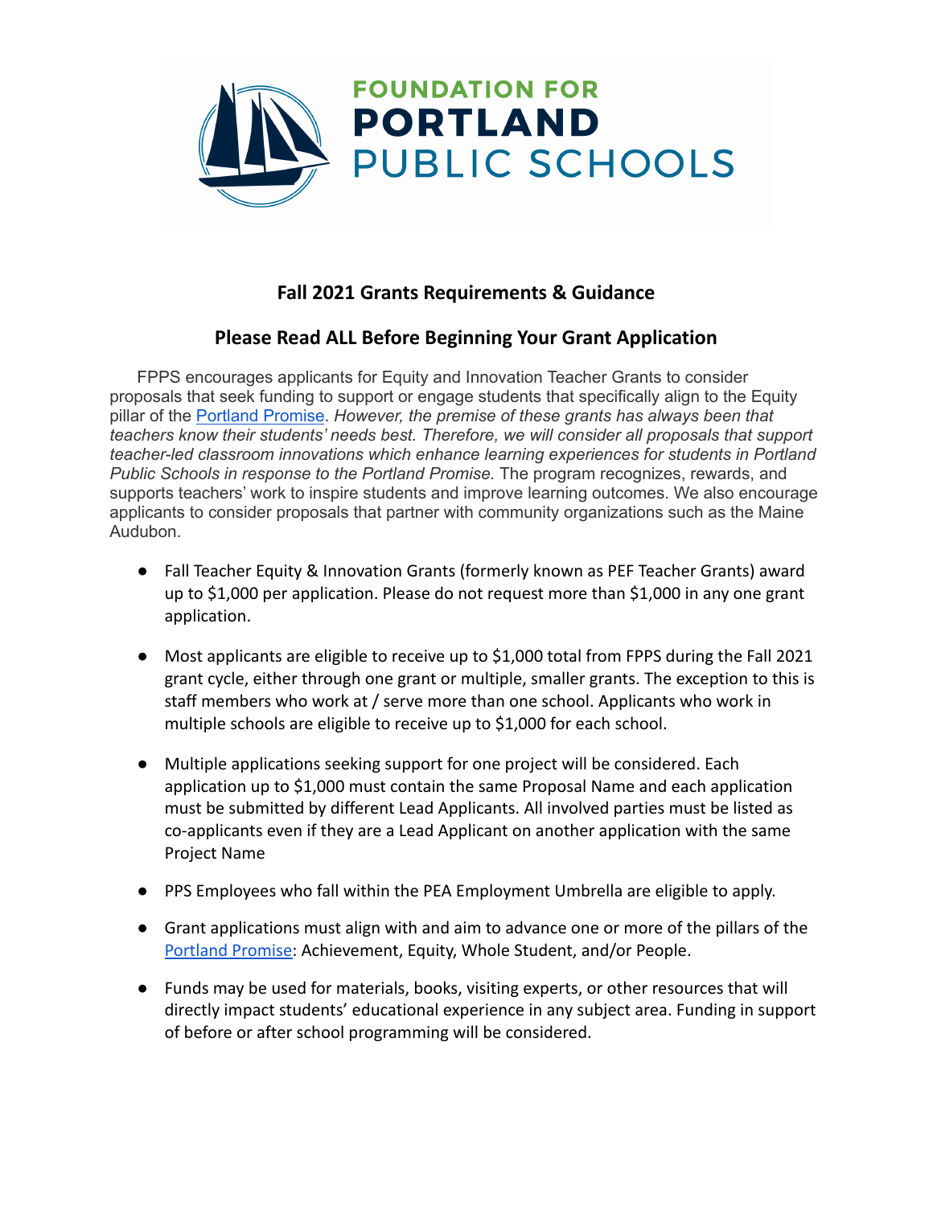# Fall 2021 Grants Requirements & Guidance

## Please Read ALL Before Beginning Your Grant Application

FPPS encourages applicants for Equity and Innovation Teacher Grants to consider proposals that seek funding to support or engage students that specifically align to the Equity pillar of the [Portland Promise](). *However, the premise of these grants has always been that teachers know their students' needs best. Therefore, we will consider all proposals that support teacher-led classroom innovations which enhance learning experiences for students in Portland Public Schools in response to the Portland Promise.* The program recognizes, rewards, and supports teachers' work to inspire students and improve learning outcomes. We also encourage applicants to consider proposals that partner with community organizations such as the Maine Audubon.

- Fall Teacher Equity & Innovation Grants (formerly known as PEF Teacher Grants) award up to $1,000 per application. Please do not request more than $1,000 in any one grant application.
- Most applicants are eligible to receive up to $1,000 total from FPPS during the Fall 2021 grant cycle, either through one grant or multiple, smaller grants. The exception to this is staff members who work at / serve more than one school. Applicants who work in multiple schools are eligible to receive up to $1,000 for each school.
- Multiple applications seeking support for one project will be considered. Each application up to $1,000 must contain the same Proposal Name and each application must be submitted by different Lead Applicants. All involved parties must be listed as co-applicants even if they are a Lead Applicant on another application with the same Project Name
- PPS Employees who fall within the PEA Employment Umbrella are eligible to apply.
- Grant applications must align with and aim to advance one or more of the pillars of the [Portland Promise](): Achievement, Equity, Whole Student, and/or People.
- Funds may be used for materials, books, visiting experts, or other resources that will directly impact students' educational experience in any subject area. Funding in support of before or after school programming will be considered.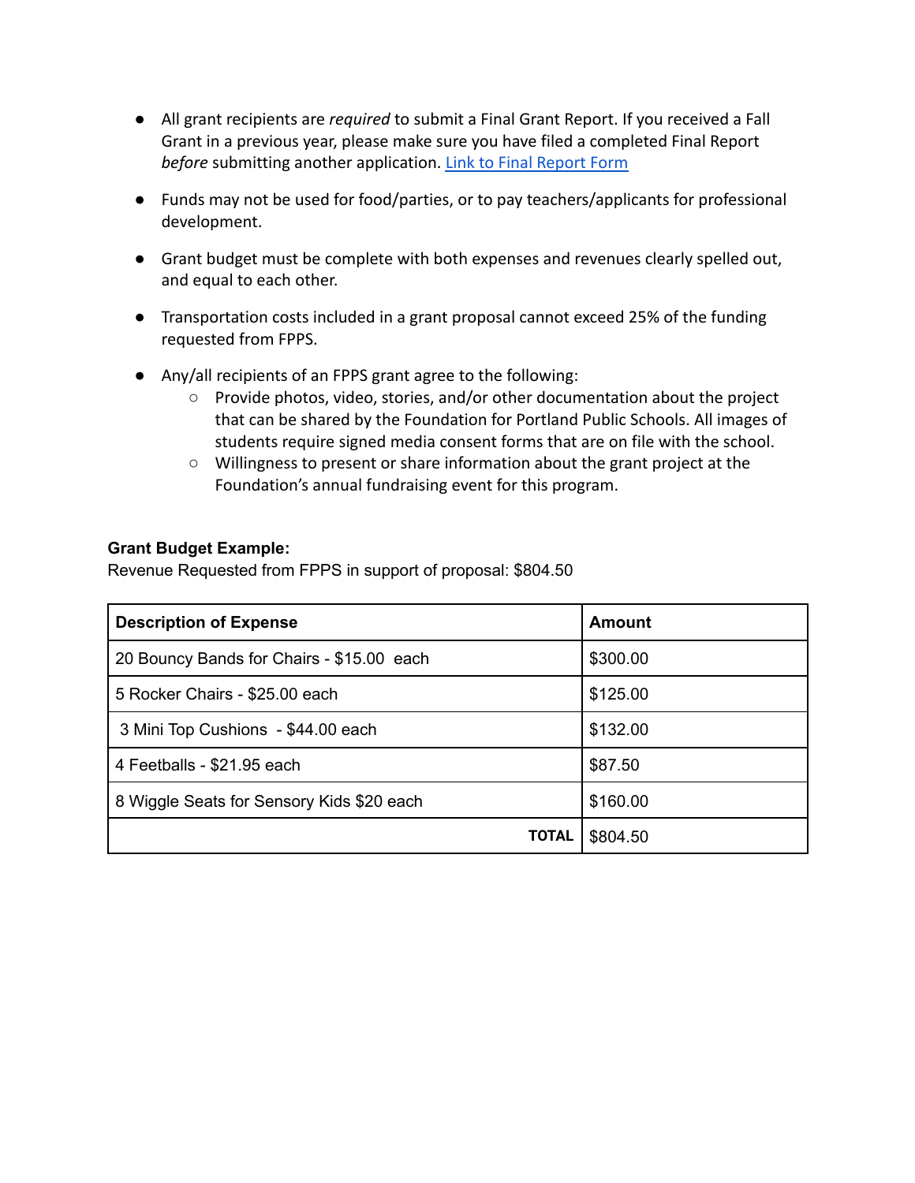- All grant recipients are *required* to submit a Final Grant Report. If you received a Fall Grant in a previous year, please make sure you have filed a completed Final Report *before* submitting another application. [Link to Final Report Form]

- Funds may not be used for food/parties, or to pay teachers/applicants for professional development.

- Grant budget must be complete with both expenses and revenues clearly spelled out, and equal to each other.

- Transportation costs included in a grant proposal cannot exceed 25% of the funding requested from FPPS.

- Any/all recipients of an FPPS grant agree to the following:
  - Provide photos, video, stories, and/or other documentation about the project that can be shared by the Foundation for Portland Public Schools. All images of students require signed media consent forms that are on file with the school.
  - Willingness to present or share information about the grant project at the Foundation's annual fundraising event for this program.

**Grant Budget Example:**

Revenue Requested from FPPS in support of proposal: $804.50

| Description of Expense | Amount |
|---|---|
| 20 Bouncy Bands for Chairs - $15.00 each | $300.00 |
| 5 Rocker Chairs - $25.00 each | $125.00 |
| 3 Mini Top Cushions - $44.00 each | $132.00 |
| 4 Feetballs - $21.95 each | $87.50 |
| 8 Wiggle Seats for Sensory Kids $20 each | $160.00 |
| **TOTAL** | $804.50 |